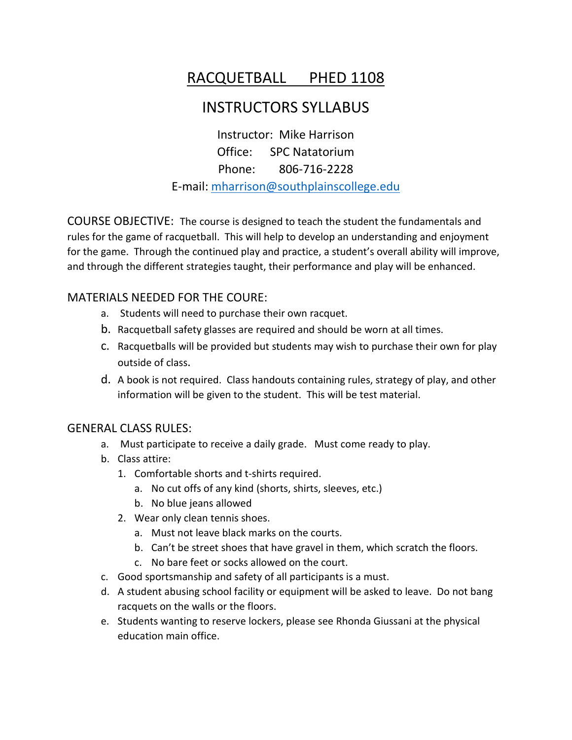# RACQUETBALL PHED 1108

## INSTRUCTORS SYLLABUS

Instructor: Mike Harrison
Office: SPC Natatorium
Phone: 806-716-2228
E-mail: [mharrison@southplainscollege.edu](mailto:mharrison@southplainscollege.edu)

COURSE OBJECTIVE: The course is designed to teach the student the fundamentals and rules for the game of racquetball. This will help to develop an understanding and enjoyment for the game. Through the continued play and practice, a student's overall ability will improve, and through the different strategies taught, their performance and play will be enhanced.

### MATERIALS NEEDED FOR THE COURE:

a. Students will need to purchase their own racquet.
b. Racquetball safety glasses are required and should be worn at all times.
c. Racquetballs will be provided but students may wish to purchase their own for play outside of class.
d. A book is not required. Class handouts containing rules, strategy of play, and other information will be given to the student. This will be test material.

### GENERAL CLASS RULES:

a. Must participate to receive a daily grade. Must come ready to play.
b. Class attire:
   1. Comfortable shorts and t-shirts required.
      a. No cut offs of any kind (shorts, shirts, sleeves, etc.)
      b. No blue jeans allowed
   2. Wear only clean tennis shoes.
      a. Must not leave black marks on the courts.
      b. Can't be street shoes that have gravel in them, which scratch the floors.
      c. No bare feet or socks allowed on the court.
c. Good sportsmanship and safety of all participants is a must.
d. A student abusing school facility or equipment will be asked to leave. Do not bang racquets on the walls or the floors.
e. Students wanting to reserve lockers, please see Rhonda Giussani at the physical education main office.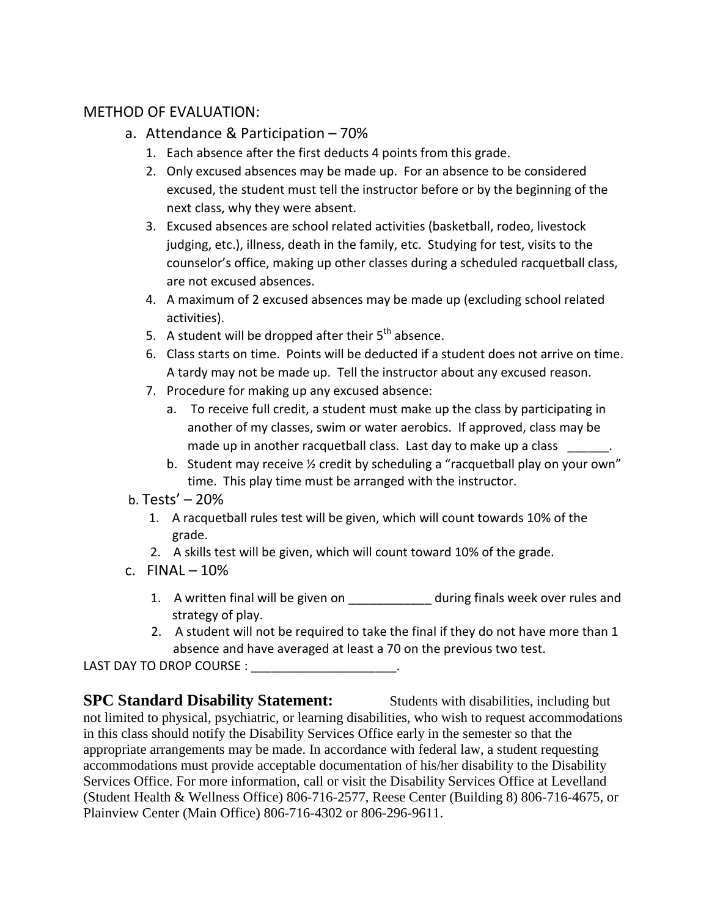METHOD OF EVALUATION:

a. Attendance & Participation – 70%
   1. Each absence after the first deducts 4 points from this grade.
   2. Only excused absences may be made up. For an absence to be considered excused, the student must tell the instructor before or by the beginning of the next class, why they were absent.
   3. Excused absences are school related activities (basketball, rodeo, livestock judging, etc.), illness, death in the family, etc. Studying for test, visits to the counselor's office, making up other classes during a scheduled racquetball class, are not excused absences.
   4. A maximum of 2 excused absences may be made up (excluding school related activities).
   5. A student will be dropped after their 5th absence.
   6. Class starts on time. Points will be deducted if a student does not arrive on time. A tardy may not be made up. Tell the instructor about any excused reason.
   7. Procedure for making up any excused absence:
      a. To receive full credit, a student must make up the class by participating in another of my classes, swim or water aerobics. If approved, class may be made up in another racquetball class. Last day to make up a class ______.
      b. Student may receive ½ credit by scheduling a "racquetball play on your own" time. This play time must be arranged with the instructor.

b. Tests' – 20%
   1. A racquetball rules test will be given, which will count towards 10% of the grade.
   2. A skills test will be given, which will count toward 10% of the grade.

c. FINAL – 10%
   1. A written final will be given on ____________ during finals week over rules and strategy of play.
   2. A student will not be required to take the final if they do not have more than 1 absence and have averaged at least a 70 on the previous two test.

LAST DAY TO DROP COURSE : _____________________.

**SPC Standard Disability Statement:** Students with disabilities, including but not limited to physical, psychiatric, or learning disabilities, who wish to request accommodations in this class should notify the Disability Services Office early in the semester so that the appropriate arrangements may be made. In accordance with federal law, a student requesting accommodations must provide acceptable documentation of his/her disability to the Disability Services Office. For more information, call or visit the Disability Services Office at Levelland (Student Health & Wellness Office) 806-716-2577, Reese Center (Building 8) 806-716-4675, or Plainview Center (Main Office) 806-716-4302 or 806-296-9611.